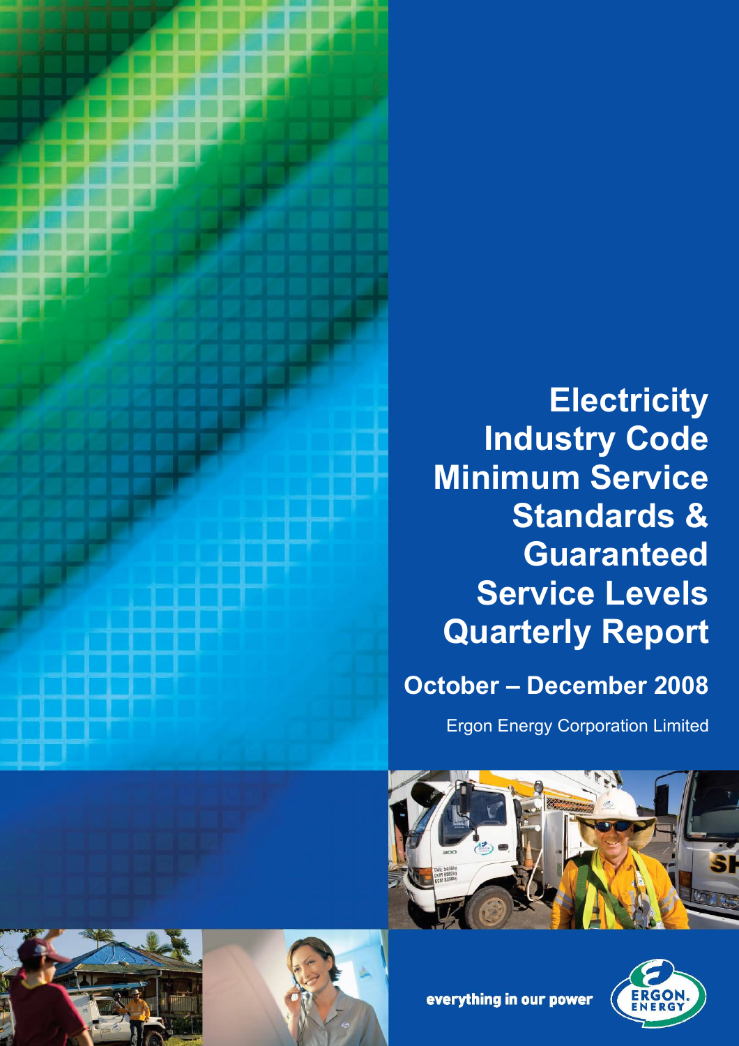# Electricity Industry Code Minimum Service Standards & Guaranteed Service Levels Quarterly Report

## October – December 2008

Ergon Energy Corporation Limited

everything in our power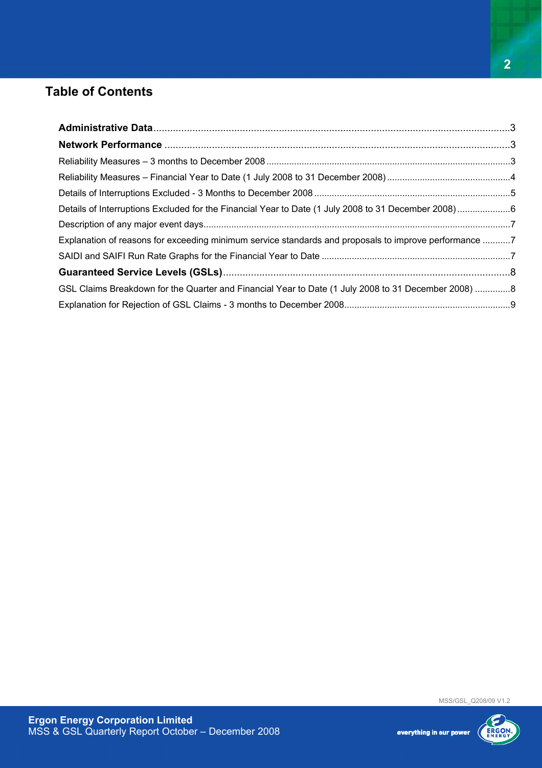## Table of Contents

**Administrative Data**...3

**Network Performance**...3

Reliability Measures – 3 months to December 2008...3

Reliability Measures – Financial Year to Date (1 July 2008 to 31 December 2008)...4

Details of Interruptions Excluded - 3 Months to December 2008...5

Details of Interruptions Excluded for the Financial Year to Date (1 July 2008 to 31 December 2008)...6

Description of any major event days...7

Explanation of reasons for exceeding minimum service standards and proposals to improve performance...7

SAIDI and SAIFI Run Rate Graphs for the Financial Year to Date...7

**Guaranteed Service Levels (GSLs)**...8

GSL Claims Breakdown for the Quarter and Financial Year to Date (1 July 2008 to 31 December 2008)...8

Explanation for Rejection of GSL Claims - 3 months to December 2008...9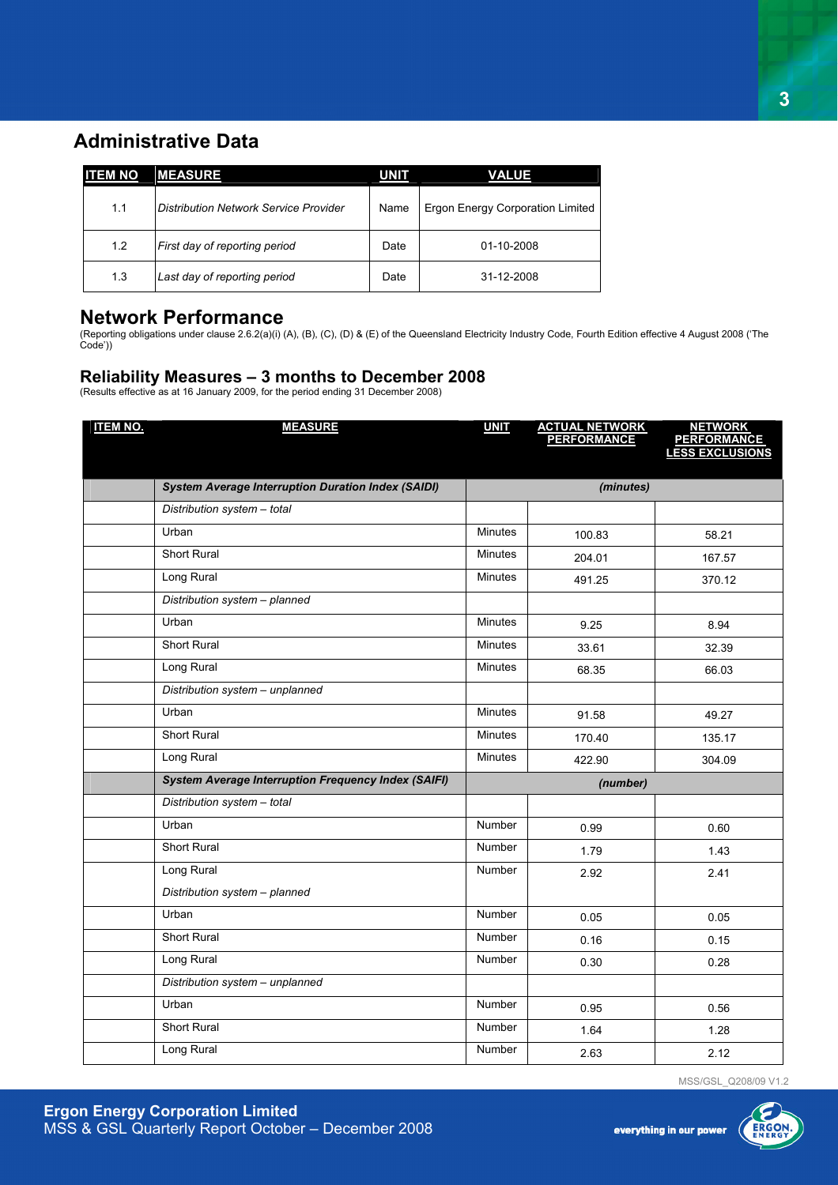## Administrative Data

| ITEM NO | MEASURE | UNIT | VALUE |
|---|---|---|---|
| 1.1 | *Distribution Network Service Provider* | Name | Ergon Energy Corporation Limited |
| 1.2 | *First day of reporting period* | Date | 01-10-2008 |
| 1.3 | *Last day of reporting period* | Date | 31-12-2008 |

## Network Performance

(Reporting obligations under clause 2.6.2(a)(i) (A), (B), (C), (D) & (E) of the Queensland Electricity Industry Code, Fourth Edition effective 4 August 2008 ('The Code'))

### Reliability Measures – 3 months to December 2008

(Results effective as at 16 January 2009, for the period ending 31 December 2008)

| ITEM NO. | MEASURE | UNIT | ACTUAL NETWORK PERFORMANCE | NETWORK PERFORMANCE LESS EXCLUSIONS |
|---|---|---|---|---|
| | ***System Average Interruption Duration Index (SAIDI)*** | | ***(minutes)*** | |
| | *Distribution system – total* | | | |
| | Urban | Minutes | 100.83 | 58.21 |
| | Short Rural | Minutes | 204.01 | 167.57 |
| | Long Rural | Minutes | 491.25 | 370.12 |
| | *Distribution system – planned* | | | |
| | Urban | Minutes | 9.25 | 8.94 |
| | Short Rural | Minutes | 33.61 | 32.39 |
| | Long Rural | Minutes | 68.35 | 66.03 |
| | *Distribution system – unplanned* | | | |
| | Urban | Minutes | 91.58 | 49.27 |
| | Short Rural | Minutes | 170.40 | 135.17 |
| | Long Rural | Minutes | 422.90 | 304.09 |
| | ***System Average Interruption Frequency Index (SAIFI)*** | | ***(number)*** | |
| | *Distribution system – total* | | | |
| | Urban | Number | 0.99 | 0.60 |
| | Short Rural | Number | 1.79 | 1.43 |
| | Long Rural | Number | 2.92 | 2.41 |
| | *Distribution system – planned* | | | |
| | Urban | Number | 0.05 | 0.05 |
| | Short Rural | Number | 0.16 | 0.15 |
| | Long Rural | Number | 0.30 | 0.28 |
| | *Distribution system – unplanned* | | | |
| | Urban | Number | 0.95 | 0.56 |
| | Short Rural | Number | 1.64 | 1.28 |
| | Long Rural | Number | 2.63 | 2.12 |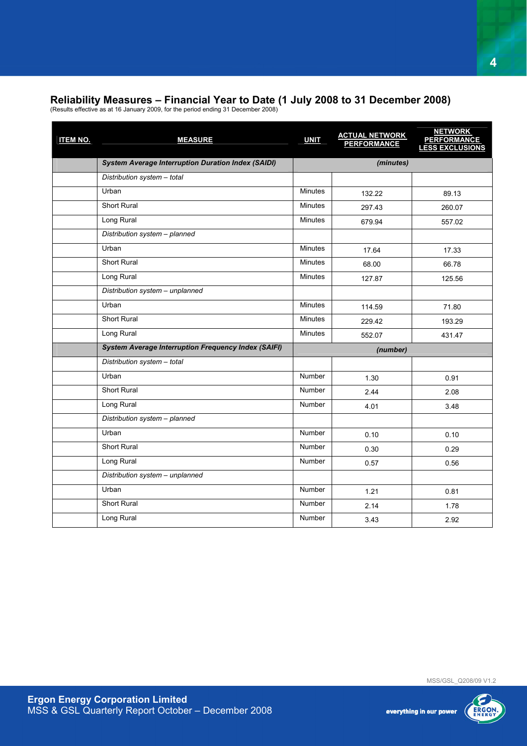## Reliability Measures – Financial Year to Date (1 July 2008 to 31 December 2008)

(Results effective as at 16 January 2009, for the period ending 31 December 2008)

| ITEM NO. | MEASURE | UNIT | ACTUAL NETWORK PERFORMANCE | NETWORK PERFORMANCE LESS EXCLUSIONS |
|---|---|---|---|---|
| | ***System Average Interruption Duration Index (SAIDI)*** | *(minutes)* | | |
| | *Distribution system – total* | | | |
| | Urban | Minutes | 132.22 | 89.13 |
| | Short Rural | Minutes | 297.43 | 260.07 |
| | Long Rural | Minutes | 679.94 | 557.02 |
| | *Distribution system – planned* | | | |
| | Urban | Minutes | 17.64 | 17.33 |
| | Short Rural | Minutes | 68.00 | 66.78 |
| | Long Rural | Minutes | 127.87 | 125.56 |
| | *Distribution system – unplanned* | | | |
| | Urban | Minutes | 114.59 | 71.80 |
| | Short Rural | Minutes | 229.42 | 193.29 |
| | Long Rural | Minutes | 552.07 | 431.47 |
| | ***System Average Interruption Frequency Index (SAIFI)*** | *(number)* | | |
| | *Distribution system – total* | | | |
| | Urban | Number | 1.30 | 0.91 |
| | Short Rural | Number | 2.44 | 2.08 |
| | Long Rural | Number | 4.01 | 3.48 |
| | *Distribution system – planned* | | | |
| | Urban | Number | 0.10 | 0.10 |
| | Short Rural | Number | 0.30 | 0.29 |
| | Long Rural | Number | 0.57 | 0.56 |
| | *Distribution system – unplanned* | | | |
| | Urban | Number | 1.21 | 0.81 |
| | Short Rural | Number | 2.14 | 1.78 |
| | Long Rural | Number | 3.43 | 2.92 |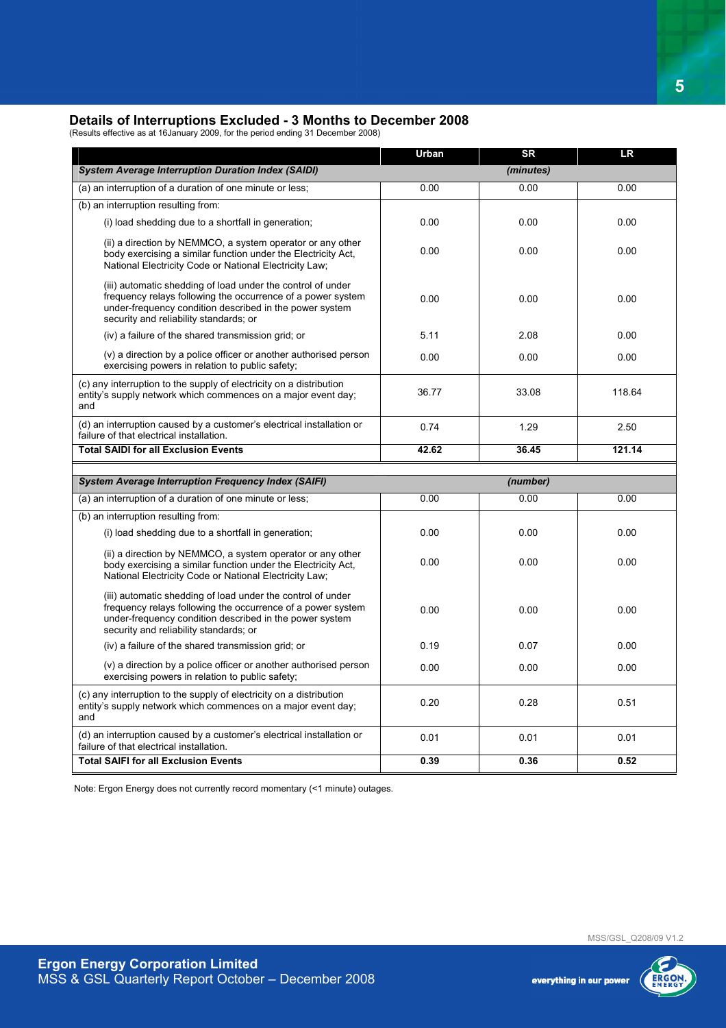## Details of Interruptions Excluded - 3 Months to December 2008

(Results effective as at 16January 2009, for the period ending 31 December 2008)

| | Urban | SR | LR |
|---|---|---|---|
| ***System Average Interruption Duration Index (SAIDI)*** | | *(minutes)* | |
| (a) an interruption of a duration of one minute or less; | 0.00 | 0.00 | 0.00 |
| (b) an interruption resulting from: | | | |
| (i) load shedding due to a shortfall in generation; | 0.00 | 0.00 | 0.00 |
| (ii) a direction by NEMMCO, a system operator or any other body exercising a similar function under the Electricity Act, National Electricity Code or National Electricity Law; | 0.00 | 0.00 | 0.00 |
| (iii) automatic shedding of load under the control of under frequency relays following the occurrence of a power system under-frequency condition described in the power system security and reliability standards; or | 0.00 | 0.00 | 0.00 |
| (iv) a failure of the shared transmission grid; or | 5.11 | 2.08 | 0.00 |
| (v) a direction by a police officer or another authorised person exercising powers in relation to public safety; | 0.00 | 0.00 | 0.00 |
| (c) any interruption to the supply of electricity on a distribution entity's supply network which commences on a major event day; and | 36.77 | 33.08 | 118.64 |
| (d) an interruption caused by a customer's electrical installation or failure of that electrical installation. | 0.74 | 1.29 | 2.50 |
| **Total SAIDI for all Exclusion Events** | **42.62** | **36.45** | **121.14** |
| ***System Average Interruption Frequency Index (SAIFI)*** | | *(number)* | |
| (a) an interruption of a duration of one minute or less; | 0.00 | 0.00 | 0.00 |
| (b) an interruption resulting from: | | | |
| (i) load shedding due to a shortfall in generation; | 0.00 | 0.00 | 0.00 |
| (ii) a direction by NEMMCO, a system operator or any other body exercising a similar function under the Electricity Act, National Electricity Code or National Electricity Law; | 0.00 | 0.00 | 0.00 |
| (iii) automatic shedding of load under the control of under frequency relays following the occurrence of a power system under-frequency condition described in the power system security and reliability standards; or | 0.00 | 0.00 | 0.00 |
| (iv) a failure of the shared transmission grid; or | 0.19 | 0.07 | 0.00 |
| (v) a direction by a police officer or another authorised person exercising powers in relation to public safety; | 0.00 | 0.00 | 0.00 |
| (c) any interruption to the supply of electricity on a distribution entity's supply network which commences on a major event day; and | 0.20 | 0.28 | 0.51 |
| (d) an interruption caused by a customer's electrical installation or failure of that electrical installation. | 0.01 | 0.01 | 0.01 |
| **Total SAIFI for all Exclusion Events** | **0.39** | **0.36** | **0.52** |

Note: Ergon Energy does not currently record momentary (<1 minute) outages.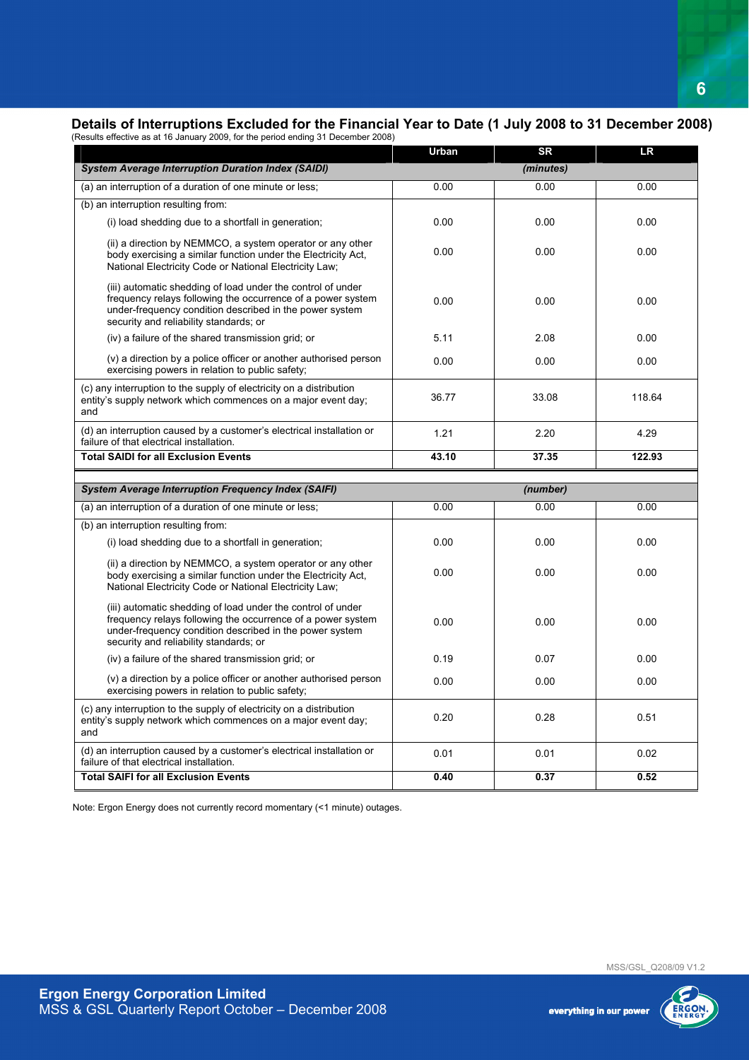## Details of Interruptions Excluded for the Financial Year to Date (1 July 2008 to 31 December 2008)

(Results effective as at 16 January 2009, for the period ending 31 December 2008)

| | Urban | SR | LR |
|---|---|---|---|
| ***System Average Interruption Duration Index (SAIDI)*** | | ***(minutes)*** | |
| (a) an interruption of a duration of one minute or less; | 0.00 | 0.00 | 0.00 |
| (b) an interruption resulting from: | | | |
| (i) load shedding due to a shortfall in generation; | 0.00 | 0.00 | 0.00 |
| (ii) a direction by NEMMCO, a system operator or any other body exercising a similar function under the Electricity Act, National Electricity Code or National Electricity Law; | 0.00 | 0.00 | 0.00 |
| (iii) automatic shedding of load under the control of under frequency relays following the occurrence of a power system under-frequency condition described in the power system security and reliability standards; or | 0.00 | 0.00 | 0.00 |
| (iv) a failure of the shared transmission grid; or | 5.11 | 2.08 | 0.00 |
| (v) a direction by a police officer or another authorised person exercising powers in relation to public safety; | 0.00 | 0.00 | 0.00 |
| (c) any interruption to the supply of electricity on a distribution entity's supply network which commences on a major event day; and | 36.77 | 33.08 | 118.64 |
| (d) an interruption caused by a customer's electrical installation or failure of that electrical installation. | 1.21 | 2.20 | 4.29 |
| **Total SAIDI for all Exclusion Events** | **43.10** | **37.35** | **122.93** |

| | Urban | SR | LR |
|---|---|---|---|
| ***System Average Interruption Frequency Index (SAIFI)*** | | ***(number)*** | |
| (a) an interruption of a duration of one minute or less; | 0.00 | 0.00 | 0.00 |
| (b) an interruption resulting from: | | | |
| (i) load shedding due to a shortfall in generation; | 0.00 | 0.00 | 0.00 |
| (ii) a direction by NEMMCO, a system operator or any other body exercising a similar function under the Electricity Act, National Electricity Code or National Electricity Law; | 0.00 | 0.00 | 0.00 |
| (iii) automatic shedding of load under the control of under frequency relays following the occurrence of a power system under-frequency condition described in the power system security and reliability standards; or | 0.00 | 0.00 | 0.00 |
| (iv) a failure of the shared transmission grid; or | 0.19 | 0.07 | 0.00 |
| (v) a direction by a police officer or another authorised person exercising powers in relation to public safety; | 0.00 | 0.00 | 0.00 |
| (c) any interruption to the supply of electricity on a distribution entity's supply network which commences on a major event day; and | 0.20 | 0.28 | 0.51 |
| (d) an interruption caused by a customer's electrical installation or failure of that electrical installation. | 0.01 | 0.01 | 0.02 |
| **Total SAIFI for all Exclusion Events** | **0.40** | **0.37** | **0.52** |

Note: Ergon Energy does not currently record momentary (<1 minute) outages.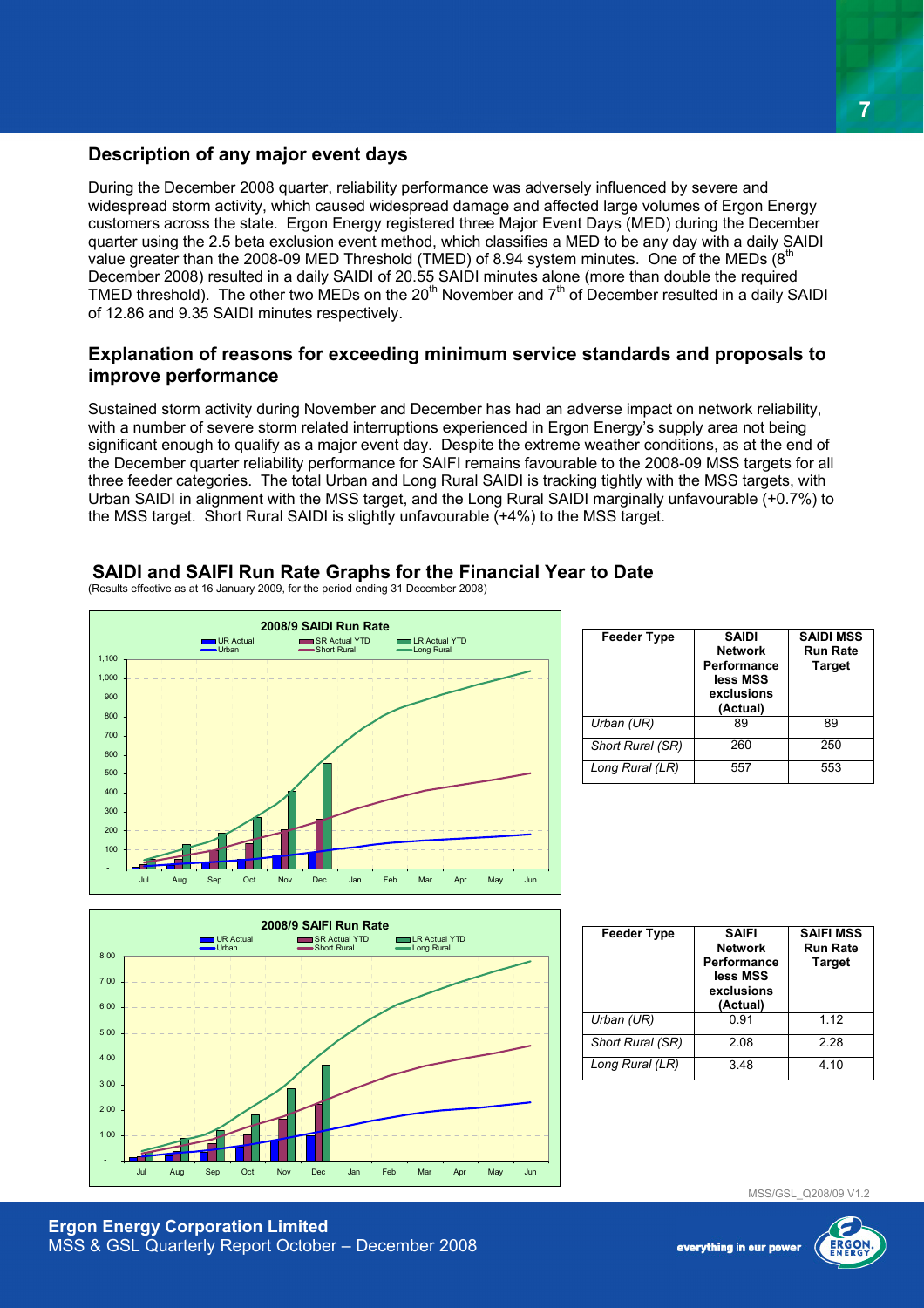## Description of any major event days

During the December 2008 quarter, reliability performance was adversely influenced by severe and widespread storm activity, which caused widespread damage and affected large volumes of Ergon Energy customers across the state. Ergon Energy registered three Major Event Days (MED) during the December quarter using the 2.5 beta exclusion event method, which classifies a MED to be any day with a daily SAIDI value greater than the 2008-09 MED Threshold (TMED) of 8.94 system minutes. One of the MEDs (8th December 2008) resulted in a daily SAIDI of 20.55 SAIDI minutes alone (more than double the required TMED threshold). The other two MEDs on the 20th November and 7th of December resulted in a daily SAIDI of 12.86 and 9.35 SAIDI minutes respectively.

## Explanation of reasons for exceeding minimum service standards and proposals to improve performance

Sustained storm activity during November and December has had an adverse impact on network reliability, with a number of severe storm related interruptions experienced in Ergon Energy's supply area not being significant enough to qualify as a major event day. Despite the extreme weather conditions, as at the end of the December quarter reliability performance for SAIFI remains favourable to the 2008-09 MSS targets for all three feeder categories. The total Urban and Long Rural SAIDI is tracking tightly with the MSS targets, with Urban SAIDI in alignment with the MSS target, and the Long Rural SAIDI marginally unfavourable (+0.7%) to the MSS target. Short Rural SAIDI is slightly unfavourable (+4%) to the MSS target.

## SAIDI and SAIFI Run Rate Graphs for the Financial Year to Date

(Results effective as at 16 January 2009, for the period ending 31 December 2008)

| Feeder Type | SAIDI Network Performance less MSS exclusions (Actual) | SAIDI MSS Run Rate Target |
|---|---|---|
| *Urban (UR)* | 89 | 89 |
| *Short Rural (SR)* | 260 | 250 |
| *Long Rural (LR)* | 557 | 553 |

| Feeder Type | SAIFI Network Performance less MSS exclusions (Actual) | SAIFI MSS Run Rate Target |
|---|---|---|
| *Urban (UR)* | 0.91 | 1.12 |
| *Short Rural (SR)* | 2.08 | 2.28 |
| *Long Rural (LR)* | 3.48 | 4.10 |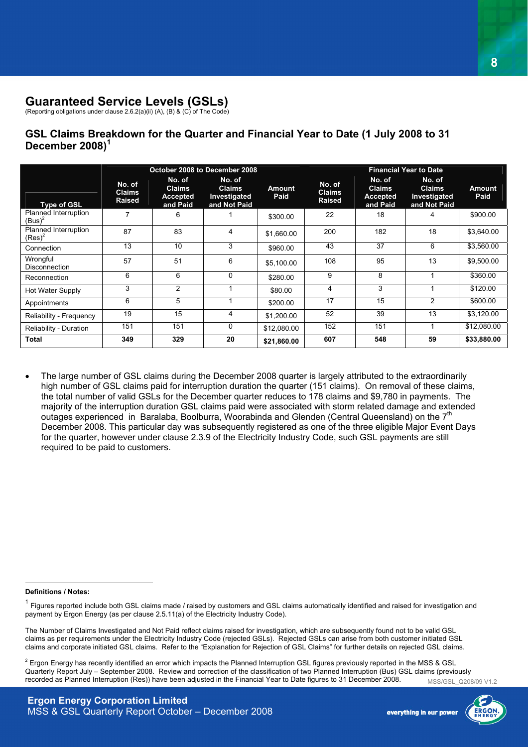## Guaranteed Service Levels (GSLs)

(Reporting obligations under clause 2.6.2(a)(ii) (A), (B) & (C) of The Code)

### GSL Claims Breakdown for the Quarter and Financial Year to Date (1 July 2008 to 31 December 2008)[1]

| | October 2008 to December 2008 | | | | Financial Year to Date | | | |
|---|---|---|---|---|---|---|---|---|
| Type of GSL | No. of Claims Raised | No. of Claims Accepted and Paid | No. of Claims Investigated and Not Paid | Amount Paid | No. of Claims Raised | No. of Claims Accepted and Paid | No. of Claims Investigated and Not Paid | Amount Paid |
| Planned Interruption (Bus)[2] | 7 | 6 | 1 | $300.00 | 22 | 18 | 4 | $900.00 |
| Planned Interruption (Res)[2] | 87 | 83 | 4 | $1,660.00 | 200 | 182 | 18 | $3,640.00 |
| Connection | 13 | 10 | 3 | $960.00 | 43 | 37 | 6 | $3,560.00 |
| Wrongful Disconnection | 57 | 51 | 6 | $5,100.00 | 108 | 95 | 13 | $9,500.00 |
| Reconnection | 6 | 6 | 0 | $280.00 | 9 | 8 | 1 | $360.00 |
| Hot Water Supply | 3 | 2 | 1 | $80.00 | 4 | 3 | 1 | $120.00 |
| Appointments | 6 | 5 | 1 | $200.00 | 17 | 15 | 2 | $600.00 |
| Reliability - Frequency | 19 | 15 | 4 | $1,200.00 | 52 | 39 | 13 | $3,120.00 |
| Reliability - Duration | 151 | 151 | 0 | $12,080.00 | 152 | 151 | 1 | $12,080.00 |
| **Total** | **349** | **329** | **20** | **$21,860.00** | **607** | **548** | **59** | **$33,880.00** |

- The large number of GSL claims during the December 2008 quarter is largely attributed to the extraordinarily high number of GSL claims paid for interruption duration the quarter (151 claims). On removal of these claims, the total number of valid GSLs for the December quarter reduces to 178 claims and $9,780 in payments. The majority of the interruption duration GSL claims paid were associated with storm related damage and extended outages experienced in Baralaba, Boolburra, Woorabinda and Glenden (Central Queensland) on the 7th December 2008. This particular day was subsequently registered as one of the three eligible Major Event Days for the quarter, however under clause 2.3.9 of the Electricity Industry Code, such GSL payments are still required to be paid to customers.

**Definitions / Notes:**

[1] Figures reported include both GSL claims made / raised by customers and GSL claims automatically identified and raised for investigation and payment by Ergon Energy (as per clause 2.5.11(a) of the Electricity Industry Code).

The Number of Claims Investigated and Not Paid reflect claims raised for investigation, which are subsequently found not to be valid GSL claims as per requirements under the Electricity Industry Code (rejected GSLs). Rejected GSLs can arise from both customer initiated GSL claims and corporate initiated GSL claims. Refer to the "Explanation for Rejection of GSL Claims" for further details on rejected GSL claims.

[2] Ergon Energy has recently identified an error which impacts the Planned Interruption GSL figures previously reported in the MSS & GSL Quarterly Report July – September 2008. Review and correction of the classification of two Planned Interruption (Bus) GSL claims (previously recorded as Planned Interruption (Res)) have been adjusted in the Financial Year to Date figures to 31 December 2008.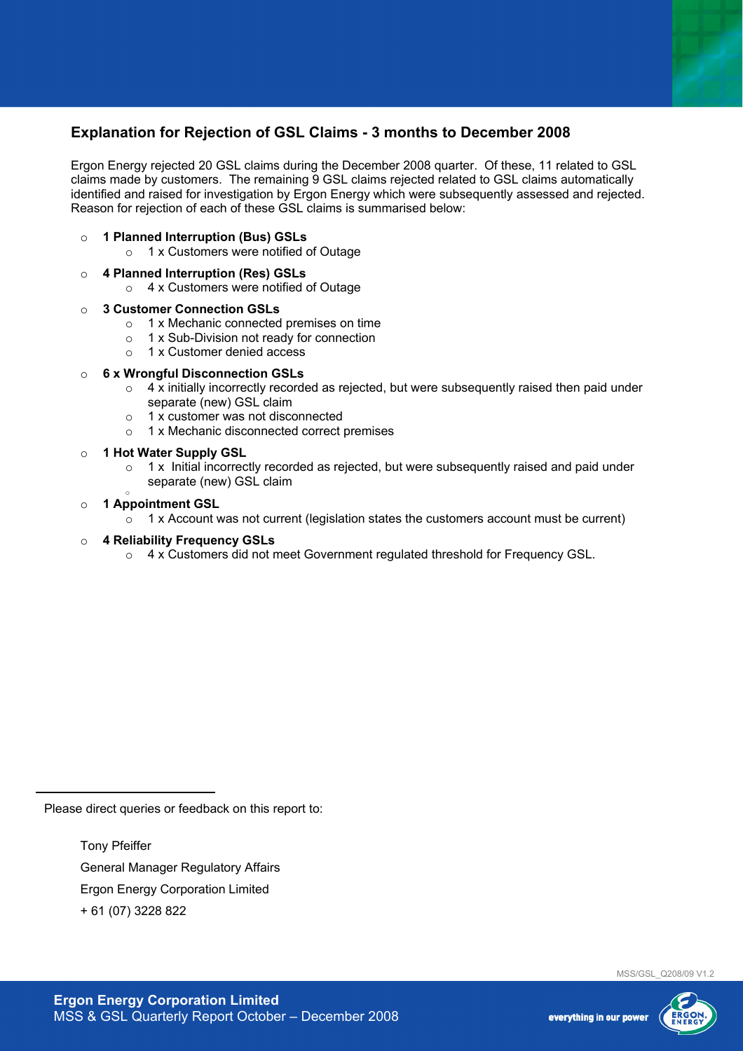## Explanation for Rejection of GSL Claims - 3 months to December 2008

Ergon Energy rejected 20 GSL claims during the December 2008 quarter. Of these, 11 related to GSL claims made by customers. The remaining 9 GSL claims rejected related to GSL claims automatically identified and raised for investigation by Ergon Energy which were subsequently assessed and rejected. Reason for rejection of each of these GSL claims is summarised below:

- **1 Planned Interruption (Bus) GSLs**
  - 1 x Customers were notified of Outage
- **4 Planned Interruption (Res) GSLs**
  - 4 x Customers were notified of Outage
- **3 Customer Connection GSLs**
  - 1 x Mechanic connected premises on time
  - 1 x Sub-Division not ready for connection
  - 1 x Customer denied access
- **6 x Wrongful Disconnection GSLs**
  - 4 x initially incorrectly recorded as rejected, but were subsequently raised then paid under separate (new) GSL claim
  - 1 x customer was not disconnected
  - 1 x Mechanic disconnected correct premises
- **1 Hot Water Supply GSL**
  - 1 x Initial incorrectly recorded as rejected, but were subsequently raised and paid under separate (new) GSL claim
- **1 Appointment GSL**
  - 1 x Account was not current (legislation states the customers account must be current)
- **4 Reliability Frequency GSLs**
  - 4 x Customers did not meet Government regulated threshold for Frequency GSL.

---

Please direct queries or feedback on this report to:

Tony Pfeiffer
General Manager Regulatory Affairs
Ergon Energy Corporation Limited
+ 61 (07) 3228 822

MSS/GSL_Q208/09 V1.2